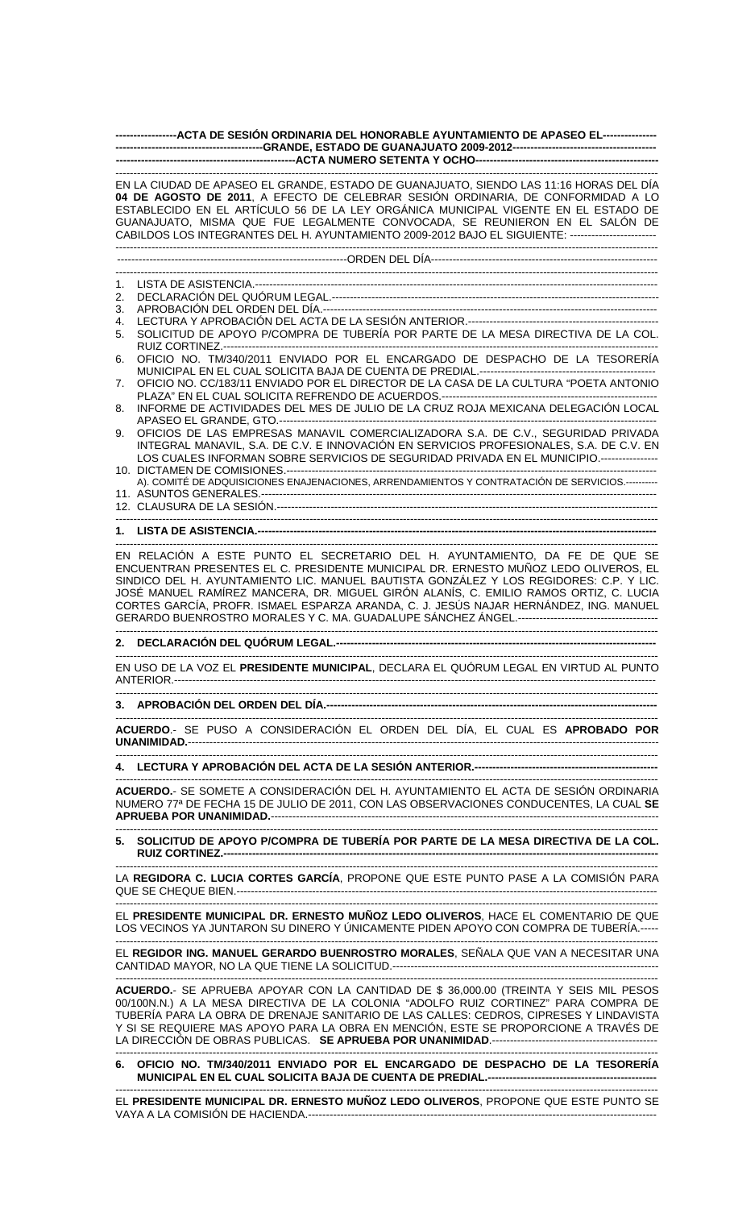**ACTA DE SESIÓN ORDINARIA DEL HONORABLE AYUNTAMIENTO DE APASEO EL GRANDE, ESTADO DE GUANAJUATO 2009-2012**

**ACTA NUMERO SETENTA Y OCHO**

EN LA CIUDAD DE APASEO EL GRANDE, ESTADO DE GUANAJUATO, SIENDO LAS 11:16 HORAS DEL DÍA **04 DE AGOSTO DE 2011**, A EFECTO DE CELEBRAR SESIÓN ORDINARIA, DE CONFORMIDAD A LO ESTABLECIDO EN EL ARTÍCULO 56 DE LA LEY ORGÁNICA MUNICIPAL VIGENTE EN EL ESTADO DE GUANAJUATO, MISMA QUE FUE LEGALMENTE CONVOCADA, SE REUNIERON EN EL SALÓN DE CABILDOS LOS INTEGRANTES DEL H. AYUNTAMIENTO 2009-2012 BAJO EL SIGUIENTE:

ORDEN DEL DÍA

1. LISTA DE ASISTENCIA.
2. DECLARACIÓN DEL QUÓRUM LEGAL.
3. APROBACIÓN DEL ORDEN DEL DÍA.
4. LECTURA Y APROBACIÓN DEL ACTA DE LA SESIÓN ANTERIOR.
5. SOLICITUD DE APOYO P/COMPRA DE TUBERÍA POR PARTE DE LA MESA DIRECTIVA DE LA COL. RUIZ CORTINEZ.
6. OFICIO NO. TM/340/2011 ENVIADO POR EL ENCARGADO DE DESPACHO DE LA TESORERÍA MUNICIPAL EN EL CUAL SOLICITA BAJA DE CUENTA DE PREDIAL.
7. OFICIO NO. CC/183/11 ENVIADO POR EL DIRECTOR DE LA CASA DE LA CULTURA "POETA ANTONIO PLAZA" EN EL CUAL SOLICITA REFRENDO DE ACUERDOS.
8. INFORME DE ACTIVIDADES DEL MES DE JULIO DE LA CRUZ ROJA MEXICANA DELEGACIÓN LOCAL APASEO EL GRANDE, GTO.
9. OFICIOS DE LAS EMPRESAS MANAVIL COMERCIALIZADORA S.A. DE C.V., SEGURIDAD PRIVADA INTEGRAL MANAVIL, S.A. DE C.V. E INNOVACIÓN EN SERVICIOS PROFESIONALES, S.A. DE C.V. EN LOS CUALES INFORMAN SOBRE SERVICIOS DE SEGURIDAD PRIVADA EN EL MUNICIPIO.
10. DICTAMEN DE COMISIONES.
    A). COMITÉ DE ADQUISICIONES ENAJENACIONES, ARRENDAMIENTOS Y CONTRATACIÓN DE SERVICIOS.
11. ASUNTOS GENERALES.
12. CLAUSURA DE LA SESIÓN.

**1. LISTA DE ASISTENCIA.**

EN RELACIÓN A ESTE PUNTO EL SECRETARIO DEL H. AYUNTAMIENTO, DA FE DE QUE SE ENCUENTRAN PRESENTES EL C. PRESIDENTE MUNICIPAL DR. ERNESTO MUÑOZ LEDO OLIVEROS, EL SINDICO DEL H. AYUNTAMIENTO LIC. MANUEL BAUTISTA GONZÁLEZ Y LOS REGIDORES: C.P. Y LIC. JOSÉ MANUEL RAMÍREZ MANCERA, DR. MIGUEL GIRÓN ALANÍS, C. EMILIO RAMOS ORTIZ, C. LUCIA CORTES GARCÍA, PROFR. ISMAEL ESPARZA ARANDA, C. J. JESÚS NAJAR HERNÁNDEZ, ING. MANUEL GERARDO BUENROSTRO MORALES Y C. MA. GUADALUPE SÁNCHEZ ÁNGEL.

**2. DECLARACIÓN DEL QUÓRUM LEGAL.**

EN USO DE LA VOZ EL **PRESIDENTE MUNICIPAL**, DECLARA EL QUÓRUM LEGAL EN VIRTUD AL PUNTO ANTERIOR.

**3. APROBACIÓN DEL ORDEN DEL DÍA.**

**ACUERDO**.- SE PUSO A CONSIDERACIÓN EL ORDEN DEL DÍA, EL CUAL ES **APROBADO POR UNANIMIDAD.**

**4. LECTURA Y APROBACIÓN DEL ACTA DE LA SESIÓN ANTERIOR.**

**ACUERDO.**- SE SOMETE A CONSIDERACIÓN DEL H. AYUNTAMIENTO EL ACTA DE SESIÓN ORDINARIA NUMERO 77ª DE FECHA 15 DE JULIO DE 2011, CON LAS OBSERVACIONES CONDUCENTES, LA CUAL **SE APRUEBA POR UNANIMIDAD.**

**5. SOLICITUD DE APOYO P/COMPRA DE TUBERÍA POR PARTE DE LA MESA DIRECTIVA DE LA COL. RUIZ CORTINEZ.**

LA **REGIDORA C. LUCIA CORTES GARCÍA**, PROPONE QUE ESTE PUNTO PASE A LA COMISIÓN PARA QUE SE CHEQUE BIEN.

EL **PRESIDENTE MUNICIPAL DR. ERNESTO MUÑOZ LEDO OLIVEROS**, HACE EL COMENTARIO DE QUE LOS VECINOS YA JUNTARON SU DINERO Y ÚNICAMENTE PIDEN APOYO CON COMPRA DE TUBERÍA.

EL **REGIDOR ING. MANUEL GERARDO BUENROSTRO MORALES**, SEÑALA QUE VAN A NECESITAR UNA CANTIDAD MAYOR, NO LA QUE TIENE LA SOLICITUD.

**ACUERDO.**- SE APRUEBA APOYAR CON LA CANTIDAD DE $ 36,000.00 (TREINTA Y SEIS MIL PESOS 00/100N.N.) A LA MESA DIRECTIVA DE LA COLONIA "ADOLFO RUIZ CORTINEZ" PARA COMPRA DE TUBERÍA PARA LA OBRA DE DRENAJE SANITARIO DE LAS CALLES: CEDROS, CIPRESES Y LINDAVISTA Y SI SE REQUIERE MAS APOYO PARA LA OBRA EN MENCIÓN, ESTE SE PROPORCIONE A TRAVÉS DE LA DIRECCIÓN DE OBRAS PUBLICAS. **SE APRUEBA POR UNANIMIDAD**.

**6. OFICIO NO. TM/340/2011 ENVIADO POR EL ENCARGADO DE DESPACHO DE LA TESORERÍA MUNICIPAL EN EL CUAL SOLICITA BAJA DE CUENTA DE PREDIAL.**

EL **PRESIDENTE MUNICIPAL DR. ERNESTO MUÑOZ LEDO OLIVEROS**, PROPONE QUE ESTE PUNTO SE VAYA A LA COMISIÓN DE HACIENDA.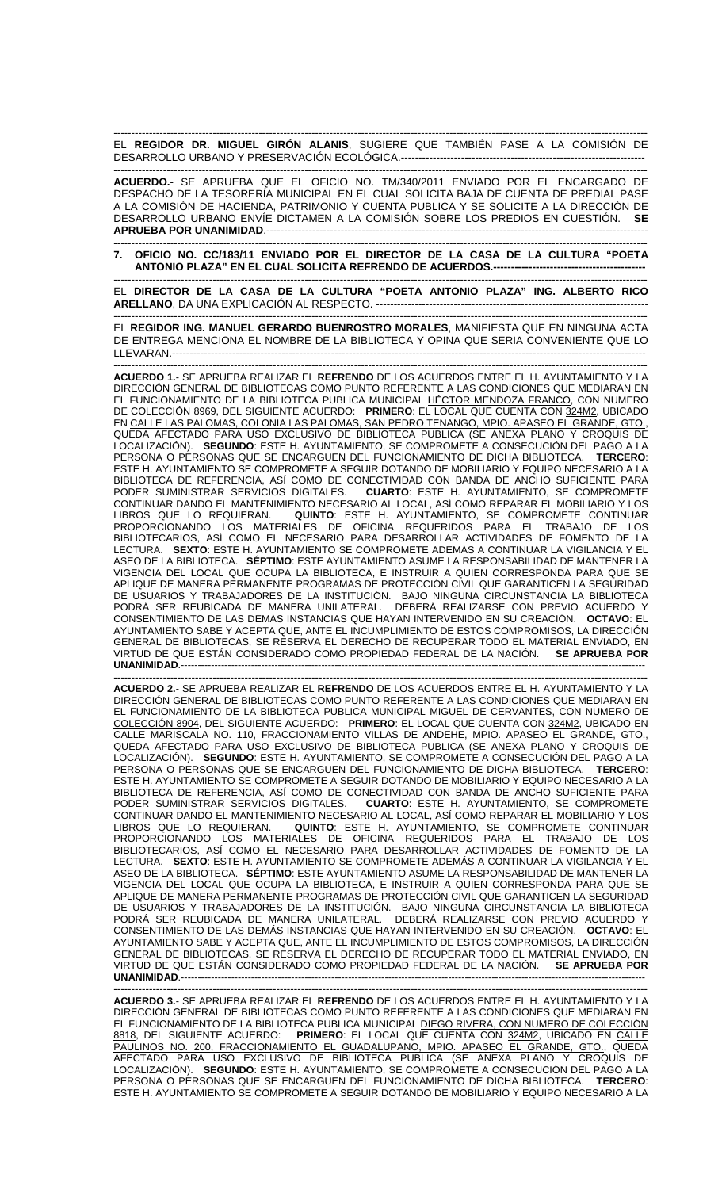EL **REGIDOR DR. MIGUEL GIRÓN ALANIS**, SUGIERE QUE TAMBIÉN PASE A LA COMISIÓN DE DESARROLLO URBANO Y PRESERVACIÓN ECOLÓGICA.------------------------------------------------------------------

**ACUERDO.**- SE APRUEBA QUE EL OFICIO NO. TM/340/2011 ENVIADO POR EL ENCARGADO DE DESPACHO DE LA TESORERÍA MUNICIPAL EN EL CUAL SOLICITA BAJA DE CUENTA DE PREDIAL PASE A LA COMISIÓN DE HACIENDA, PATRIMONIO Y CUENTA PUBLICA Y SE SOLICITE A LA DIRECCIÓN DE DESARROLLO URBANO ENVÍE DICTAMEN A LA COMISIÓN SOBRE LOS PREDIOS EN CUESTIÓN. **SE APRUEBA POR UNANIMIDAD**.------------------------------------------------------------------------------------------------------

**7. OFICIO NO. CC/183/11 ENVIADO POR EL DIRECTOR DE LA CASA DE LA CULTURA "POETA ANTONIO PLAZA" EN EL CUAL SOLICITA REFRENDO DE ACUERDOS.-------------------------------------------**

EL **DIRECTOR DE LA CASA DE LA CULTURA "POETA ANTONIO PLAZA" ING. ALBERTO RICO ARELLANO**, DA UNA EXPLICACIÓN AL RESPECTO. ----------------------------------------------------------------

EL **REGIDOR ING. MANUEL GERARDO BUENROSTRO MORALES**, MANIFIESTA QUE EN NINGUNA ACTA DE ENTREGA MENCIONA EL NOMBRE DE LA BIBLIOTECA Y OPINA QUE SERIA CONVENIENTE QUE LO LLEVARAN.---------------------------------------------------------------------------------------------------------------------------

**ACUERDO 1.**- SE APRUEBA REALIZAR EL **REFRENDO** DE LOS ACUERDOS ENTRE EL H. AYUNTAMIENTO Y LA DIRECCIÓN GENERAL DE BIBLIOTECAS COMO PUNTO REFERENTE A LAS CONDICIONES QUE MEDIARAN EN EL FUNCIONAMIENTO DE LA BIBLIOTECA PUBLICA MUNICIPAL HÉCTOR MENDOZA FRANCO, CON NUMERO DE COLECCIÓN 8969, DEL SIGUIENTE ACUERDO: **PRIMERO**: EL LOCAL QUE CUENTA CON 324M2, UBICADO EN CALLE LAS PALOMAS, COLONIA LAS PALOMAS, SAN PEDRO TENANGO, MPIO. APASEO EL GRANDE, GTO., QUEDA AFECTADO PARA USO EXCLUSIVO DE BIBLIOTECA PUBLICA (SE ANEXA PLANO Y CROQUIS DE LOCALIZACIÓN). **SEGUNDO**: ESTE H. AYUNTAMIENTO, SE COMPROMETE A CONSECUCIÓN DEL PAGO A LA PERSONA O PERSONAS QUE SE ENCARGUEN DEL FUNCIONAMIENTO DE DICHA BIBLIOTECA. **TERCERO**: ESTE H. AYUNTAMIENTO SE COMPROMETE A SEGUIR DOTANDO DE MOBILIARIO Y EQUIPO NECESARIO A LA BIBLIOTECA DE REFERENCIA, ASÍ COMO DE CONECTIVIDAD CON BANDA DE ANCHO SUFICIENTE PARA PODER SUMINISTRAR SERVICIOS DIGITALES. **CUARTO**: ESTE H. AYUNTAMIENTO, SE COMPROMETE CONTINUAR DANDO EL MANTENIMIENTO NECESARIO AL LOCAL, ASÍ COMO REPARAR EL MOBILIARIO Y LOS LIBROS QUE LO REQUIERAN. **QUINTO**: ESTE H. AYUNTAMIENTO, SE COMPROMETE CONTINUAR PROPORCIONANDO LOS MATERIALES DE OFICINA REQUERIDOS PARA EL TRABAJO DE LOS BIBLIOTECARIOS, ASÍ COMO EL NECESARIO PARA DESARROLLAR ACTIVIDADES DE FOMENTO DE LA LECTURA. **SEXTO**: ESTE H. AYUNTAMIENTO SE COMPROMETE ADEMÁS A CONTINUAR LA VIGILANCIA Y EL ASEO DE LA BIBLIOTECA. **SÉPTIMO**: ESTE AYUNTAMIENTO ASUME LA RESPONSABILIDAD DE MANTENER LA VIGENCIA DEL LOCAL QUE OCUPA LA BIBLIOTECA, E INSTRUIR A QUIEN CORRESPONDA PARA QUE SE APLIQUE DE MANERA PERMANENTE PROGRAMAS DE PROTECCIÓN CIVIL QUE GARANTICEN LA SEGURIDAD DE USUARIOS Y TRABAJADORES DE LA INSTITUCIÓN. BAJO NINGUNA CIRCUNSTANCIA LA BIBLIOTECA PODRÁ SER REUBICADA DE MANERA UNILATERAL. DEBERÁ REALIZARSE CON PREVIO ACUERDO Y CONSENTIMIENTO DE LAS DEMÁS INSTANCIAS QUE HAYAN INTERVENIDO EN SU CREACIÓN. **OCTAVO**: EL AYUNTAMIENTO SABE Y ACEPTA QUE, ANTE EL INCUMPLIMIENTO DE ESTOS COMPROMISOS, LA DIRECCIÓN GENERAL DE BIBLIOTECAS, SE RESERVA EL DERECHO DE RECUPERAR TODO EL MATERIAL ENVIADO, EN VIRTUD DE QUE ESTÁN CONSIDERADO COMO PROPIEDAD FEDERAL DE LA NACIÓN. **SE APRUEBA POR UNANIMIDAD**.---------------------------------------------------------------------------------------------------------------

**ACUERDO 2.**- SE APRUEBA REALIZAR EL **REFRENDO** DE LOS ACUERDOS ENTRE EL H. AYUNTAMIENTO Y LA DIRECCIÓN GENERAL DE BIBLIOTECAS COMO PUNTO REFERENTE A LAS CONDICIONES QUE MEDIARAN EN EL FUNCIONAMIENTO DE LA BIBLIOTECA PUBLICA MUNICIPAL MIGUEL DE CERVANTES, CON NUMERO DE COLECCIÓN 8904, DEL SIGUIENTE ACUERDO: **PRIMERO**: EL LOCAL QUE CUENTA CON 324M2, UBICADO EN CALLE MARISCALA NO. 110, FRACCIONAMIENTO VILLAS DE ANDEHE, MPIO. APASEO EL GRANDE, GTO., QUEDA AFECTADO PARA USO EXCLUSIVO DE BIBLIOTECA PUBLICA (SE ANEXA PLANO Y CROQUIS DE LOCALIZACIÓN). **SEGUNDO**: ESTE H. AYUNTAMIENTO, SE COMPROMETE A CONSECUCIÓN DEL PAGO A LA PERSONA O PERSONAS QUE SE ENCARGUEN DEL FUNCIONAMIENTO DE DICHA BIBLIOTECA. **TERCERO**: ESTE H. AYUNTAMIENTO SE COMPROMETE A SEGUIR DOTANDO DE MOBILIARIO Y EQUIPO NECESARIO A LA BIBLIOTECA DE REFERENCIA, ASÍ COMO DE CONECTIVIDAD CON BANDA DE ANCHO SUFICIENTE PARA PODER SUMINISTRAR SERVICIOS DIGITALES. **CUARTO**: ESTE H. AYUNTAMIENTO, SE COMPROMETE CONTINUAR DANDO EL MANTENIMIENTO NECESARIO AL LOCAL, ASÍ COMO REPARAR EL MOBILIARIO Y LOS LIBROS QUE LO REQUIERAN. **QUINTO**: ESTE H. AYUNTAMIENTO, SE COMPROMETE CONTINUAR PROPORCIONANDO LOS MATERIALES DE OFICINA REQUERIDOS PARA EL TRABAJO DE LOS BIBLIOTECARIOS, ASÍ COMO EL NECESARIO PARA DESARROLLAR ACTIVIDADES DE FOMENTO DE LA LECTURA. **SEXTO**: ESTE H. AYUNTAMIENTO SE COMPROMETE ADEMÁS A CONTINUAR LA VIGILANCIA Y EL ASEO DE LA BIBLIOTECA. **SÉPTIMO**: ESTE AYUNTAMIENTO ASUME LA RESPONSABILIDAD DE MANTENER LA VIGENCIA DEL LOCAL QUE OCUPA LA BIBLIOTECA, E INSTRUIR A QUIEN CORRESPONDA PARA QUE SE APLIQUE DE MANERA PERMANENTE PROGRAMAS DE PROTECCIÓN CIVIL QUE GARANTICEN LA SEGURIDAD DE USUARIOS Y TRABAJADORES DE LA INSTITUCIÓN. BAJO NINGUNA CIRCUNSTANCIA LA BIBLIOTECA PODRÁ SER REUBICADA DE MANERA UNILATERAL. DEBERÁ REALIZARSE CON PREVIO ACUERDO Y CONSENTIMIENTO DE LAS DEMÁS INSTANCIAS QUE HAYAN INTERVENIDO EN SU CREACIÓN. **OCTAVO**: EL AYUNTAMIENTO SABE Y ACEPTA QUE, ANTE EL INCUMPLIMIENTO DE ESTOS COMPROMISOS, LA DIRECCIÓN GENERAL DE BIBLIOTECAS, SE RESERVA EL DERECHO DE RECUPERAR TODO EL MATERIAL ENVIADO, EN VIRTUD DE QUE ESTÁN CONSIDERADO COMO PROPIEDAD FEDERAL DE LA NACIÓN. **SE APRUEBA POR UNANIMIDAD**.---------------------------------------------------------------------------------------------------------------

**ACUERDO 3.**- SE APRUEBA REALIZAR EL **REFRENDO** DE LOS ACUERDOS ENTRE EL H. AYUNTAMIENTO Y LA DIRECCIÓN GENERAL DE BIBLIOTECAS COMO PUNTO REFERENTE A LAS CONDICIONES QUE MEDIARAN EN EL FUNCIONAMIENTO DE LA BIBLIOTECA PUBLICA MUNICIPAL DIEGO RIVERA, CON NUMERO DE COLECCIÓN 8818, DEL SIGUIENTE ACUERDO: **PRIMERO**: EL LOCAL QUE CUENTA CON 324M2, UBICADO EN CALLE PAULINOS NO. 200, FRACCIONAMIENTO EL GUADALUPANO, MPIO. APASEO EL GRANDE, GTO., QUEDA AFECTADO PARA USO EXCLUSIVO DE BIBLIOTECA PUBLICA (SE ANEXA PLANO Y CROQUIS DE LOCALIZACIÓN). **SEGUNDO**: ESTE H. AYUNTAMIENTO, SE COMPROMETE A CONSECUCIÓN DEL PAGO A LA PERSONA O PERSONAS QUE SE ENCARGUEN DEL FUNCIONAMIENTO DE DICHA BIBLIOTECA. **TERCERO**: ESTE H. AYUNTAMIENTO SE COMPROMETE A SEGUIR DOTANDO DE MOBILIARIO Y EQUIPO NECESARIO A LA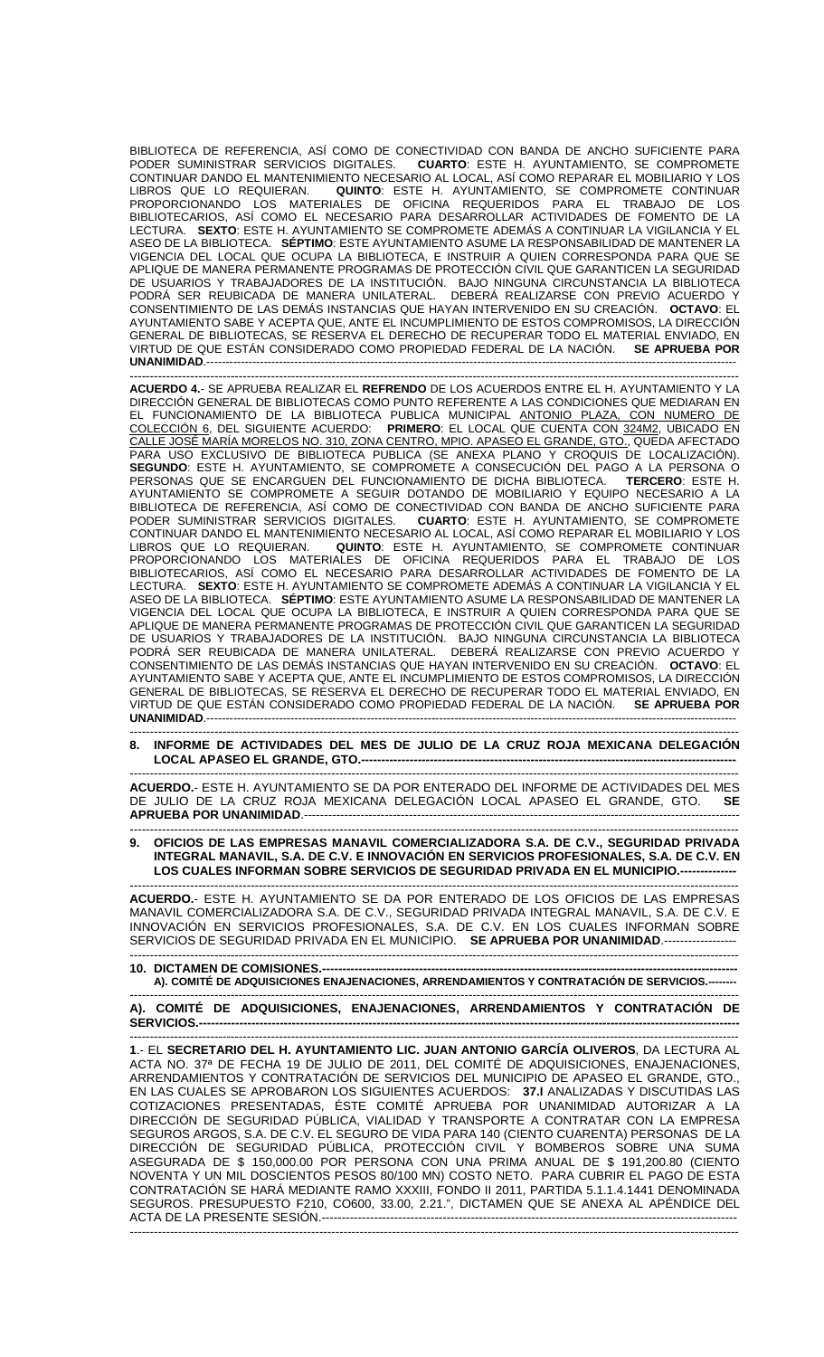BIBLIOTECA DE REFERENCIA, ASÍ COMO DE CONECTIVIDAD CON BANDA DE ANCHO SUFICIENTE PARA PODER SUMINISTRAR SERVICIOS DIGITALES. **CUARTO**: ESTE H. AYUNTAMIENTO, SE COMPROMETE CONTINUAR DANDO EL MANTENIMIENTO NECESARIO AL LOCAL, ASÍ COMO REPARAR EL MOBILIARIO Y LOS LIBROS QUE LO REQUIERAN. **QUINTO**: ESTE H. AYUNTAMIENTO, SE COMPROMETE CONTINUAR PROPORCIONANDO LOS MATERIALES DE OFICINA REQUERIDOS PARA EL TRABAJO DE LOS BIBLIOTECARIOS, ASÍ COMO EL NECESARIO PARA DESARROLLAR ACTIVIDADES DE FOMENTO DE LA LECTURA. **SEXTO**: ESTE H. AYUNTAMIENTO SE COMPROMETE ADEMÁS A CONTINUAR LA VIGILANCIA Y EL ASEO DE LA BIBLIOTECA. **SÉPTIMO**: ESTE AYUNTAMIENTO ASUME LA RESPONSABILIDAD DE MANTENER LA VIGENCIA DEL LOCAL QUE OCUPA LA BIBLIOTECA, E INSTRUIR A QUIEN CORRESPONDA PARA QUE SE APLIQUE DE MANERA PERMANENTE PROGRAMAS DE PROTECCIÓN CIVIL QUE GARANTICEN LA SEGURIDAD DE USUARIOS Y TRABAJADORES DE LA INSTITUCIÓN. BAJO NINGUNA CIRCUNSTANCIA LA BIBLIOTECA PODRÁ SER REUBICADA DE MANERA UNILATERAL. DEBERÁ REALIZARSE CON PREVIO ACUERDO Y CONSENTIMIENTO DE LAS DEMÁS INSTANCIAS QUE HAYAN INTERVENIDO EN SU CREACIÓN. **OCTAVO**: EL AYUNTAMIENTO SABE Y ACEPTA QUE, ANTE EL INCUMPLIMIENTO DE ESTOS COMPROMISOS, LA DIRECCIÓN GENERAL DE BIBLIOTECAS, SE RESERVA EL DERECHO DE RECUPERAR TODO EL MATERIAL ENVIADO, EN VIRTUD DE QUE ESTÁN CONSIDERADO COMO PROPIEDAD FEDERAL DE LA NACIÓN. **SE APRUEBA POR UNANIMIDAD**.-----------------------------------------------------------------------------------------------------------

---

**ACUERDO 4.**- SE APRUEBA REALIZAR EL **REFRENDO** DE LOS ACUERDOS ENTRE EL H. AYUNTAMIENTO Y LA DIRECCIÓN GENERAL DE BIBLIOTECAS COMO PUNTO REFERENTE A LAS CONDICIONES QUE MEDIARAN EN EL FUNCIONAMIENTO DE LA BIBLIOTECA PUBLICA MUNICIPAL ANTONIO PLAZA, CON NUMERO DE COLECCIÓN 6, DEL SIGUIENTE ACUERDO: **PRIMERO**: EL LOCAL QUE CUENTA CON 324M2, UBICADO EN CALLE JOSÉ MARÍA MORELOS NO. 310, ZONA CENTRO, MPIO. APASEO EL GRANDE, GTO., QUEDA AFECTADO PARA USO EXCLUSIVO DE BIBLIOTECA PUBLICA (SE ANEXA PLANO Y CROQUIS DE LOCALIZACIÓN). **SEGUNDO**: ESTE H. AYUNTAMIENTO, SE COMPROMETE A CONSECUCIÓN DEL PAGO A LA PERSONA O PERSONAS QUE SE ENCARGUEN DEL FUNCIONAMIENTO DE DICHA BIBLIOTECA. **TERCERO**: ESTE H. AYUNTAMIENTO SE COMPROMETE A SEGUIR DOTANDO DE MOBILIARIO Y EQUIPO NECESARIO A LA BIBLIOTECA DE REFERENCIA, ASÍ COMO DE CONECTIVIDAD CON BANDA DE ANCHO SUFICIENTE PARA PODER SUMINISTRAR SERVICIOS DIGITALES. **CUARTO**: ESTE H. AYUNTAMIENTO, SE COMPROMETE CONTINUAR DANDO EL MANTENIMIENTO NECESARIO AL LOCAL, ASÍ COMO REPARAR EL MOBILIARIO Y LOS LIBROS QUE LO REQUIERAN. **QUINTO**: ESTE H. AYUNTAMIENTO, SE COMPROMETE CONTINUAR PROPORCIONANDO LOS MATERIALES DE OFICINA REQUERIDOS PARA EL TRABAJO DE LOS BIBLIOTECARIOS, ASÍ COMO EL NECESARIO PARA DESARROLLAR ACTIVIDADES DE FOMENTO DE LA LECTURA. **SEXTO**: ESTE H. AYUNTAMIENTO SE COMPROMETE ADEMÁS A CONTINUAR LA VIGILANCIA Y EL ASEO DE LA BIBLIOTECA. **SÉPTIMO**: ESTE AYUNTAMIENTO ASUME LA RESPONSABILIDAD DE MANTENER LA VIGENCIA DEL LOCAL QUE OCUPA LA BIBLIOTECA, E INSTRUIR A QUIEN CORRESPONDA PARA QUE SE APLIQUE DE MANERA PERMANENTE PROGRAMAS DE PROTECCIÓN CIVIL QUE GARANTICEN LA SEGURIDAD DE USUARIOS Y TRABAJADORES DE LA INSTITUCIÓN. BAJO NINGUNA CIRCUNSTANCIA LA BIBLIOTECA PODRÁ SER REUBICADA DE MANERA UNILATERAL. DEBERÁ REALIZARSE CON PREVIO ACUERDO Y CONSENTIMIENTO DE LAS DEMÁS INSTANCIAS QUE HAYAN INTERVENIDO EN SU CREACIÓN. **OCTAVO**: EL AYUNTAMIENTO SABE Y ACEPTA QUE, ANTE EL INCUMPLIMIENTO DE ESTOS COMPROMISOS, LA DIRECCIÓN GENERAL DE BIBLIOTECAS, SE RESERVA EL DERECHO DE RECUPERAR TODO EL MATERIAL ENVIADO, EN VIRTUD DE QUE ESTÁN CONSIDERADO COMO PROPIEDAD FEDERAL DE LA NACIÓN. **SE APRUEBA POR UNANIMIDAD**.-----------------------------------------------------------------------------------------------------------

---

**8. INFORME DE ACTIVIDADES DEL MES DE JULIO DE LA CRUZ ROJA MEXICANA DELEGACIÓN LOCAL APASEO EL GRANDE, GTO.**----------------------------------------------------------------------------------------

---

**ACUERDO.**- ESTE H. AYUNTAMIENTO SE DA POR ENTERADO DEL INFORME DE ACTIVIDADES DEL MES DE JULIO DE LA CRUZ ROJA MEXICANA DELEGACIÓN LOCAL APASEO EL GRANDE, GTO. **SE APRUEBA POR UNANIMIDAD**.-----------------------------------------------------------------------------------------------

---

**9. OFICIOS DE LAS EMPRESAS MANAVIL COMERCIALIZADORA S.A. DE C.V., SEGURIDAD PRIVADA INTEGRAL MANAVIL, S.A. DE C.V. E INNOVACIÓN EN SERVICIOS PROFESIONALES, S.A. DE C.V. EN LOS CUALES INFORMAN SOBRE SERVICIOS DE SEGURIDAD PRIVADA EN EL MUNICIPIO.**--------------

---

**ACUERDO.**- ESTE H. AYUNTAMIENTO SE DA POR ENTERADO DE LOS OFICIOS DE LAS EMPRESAS MANAVIL COMERCIALIZADORA S.A. DE C.V., SEGURIDAD PRIVADA INTEGRAL MANAVIL, S.A. DE C.V. E INNOVACIÓN EN SERVICIOS PROFESIONALES, S.A. DE C.V. EN LOS CUALES INFORMAN SOBRE SERVICIOS DE SEGURIDAD PRIVADA EN EL MUNICIPIO. **SE APRUEBA POR UNANIMIDAD**.------------------

---

**10. DICTAMEN DE COMISIONES.**----------------------------------------------------------------------------------------------------

**A). COMITÉ DE ADQUISICIONES ENAJENACIONES, ARRENDAMIENTOS Y CONTRATACIÓN DE SERVICIOS.**--------

---

**A). COMITÉ DE ADQUISICIONES, ENAJENACIONES, ARRENDAMIENTOS Y CONTRATACIÓN DE SERVICIOS.**-----------------------------------------------------------------------------------------------------------------------

---

**1**.- EL **SECRETARIO DEL H. AYUNTAMIENTO LIC. JUAN ANTONIO GARCÍA OLIVEROS**, DA LECTURA AL ACTA NO. 37ª DE FECHA 19 DE JULIO DE 2011, DEL COMITÉ DE ADQUISICIONES, ENAJENACIONES, ARRENDAMIENTOS Y CONTRATACIÓN DE SERVICIOS DEL MUNICIPIO DE APASEO EL GRANDE, GTO., EN LAS CUALES SE APROBARON LOS SIGUIENTES ACUERDOS: **37.I** ANALIZADAS Y DISCUTIDAS LAS COTIZACIONES PRESENTADAS, ÉSTE COMITÉ APRUEBA POR UNANIMIDAD AUTORIZAR A LA DIRECCIÓN DE SEGURIDAD PÚBLICA, VIALIDAD Y TRANSPORTE A CONTRATAR CON LA EMPRESA SEGUROS ARGOS, S.A. DE C.V. EL SEGURO DE VIDA PARA 140 (CIENTO CUARENTA) PERSONAS DE LA DIRECCIÓN DE SEGURIDAD PÚBLICA, PROTECCIÓN CIVIL Y BOMBEROS SOBRE UNA SUMA ASEGURADA DE $ 150,000.00 POR PERSONA CON UNA PRIMA ANUAL DE $ 191,200.80 (CIENTO NOVENTA Y UN MIL DOSCIENTOS PESOS 80/100 MN) COSTO NETO. PARA CUBRIR EL PAGO DE ESTA CONTRATACIÓN SE HARÁ MEDIANTE RAMO XXXIII, FONDO II 2011, PARTIDA 5.1.1.4.1441 DENOMINADA SEGUROS. PRESUPUESTO F210, CO600, 33.00, 2.21.", DICTAMEN QUE SE ANEXA AL APÉNDICE DEL ACTA DE LA PRESENTE SESIÓN.----------------------------------------------------------------------------------------------------

---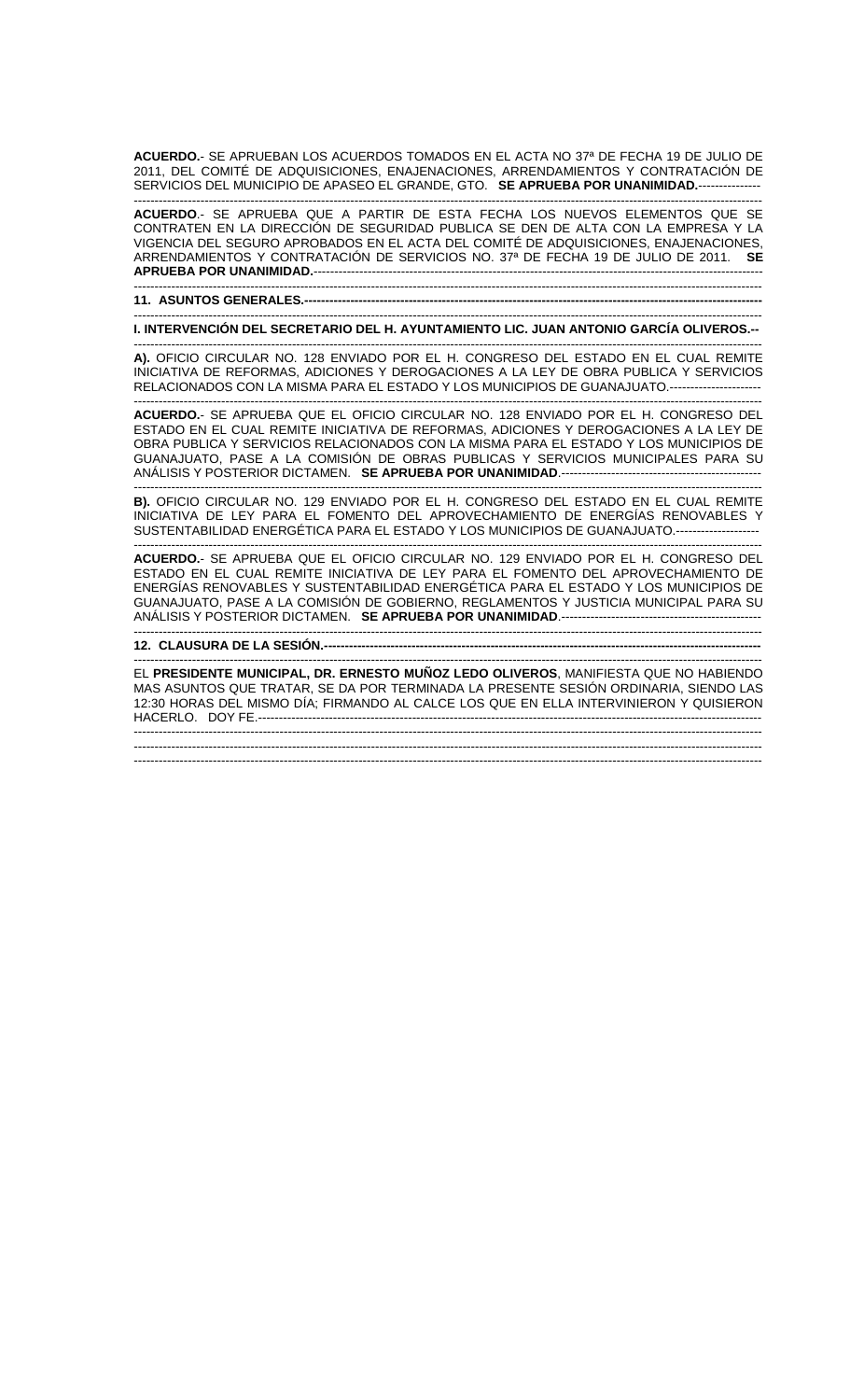**ACUERDO.**- SE APRUEBAN LOS ACUERDOS TOMADOS EN EL ACTA NO 37ª DE FECHA 19 DE JULIO DE 2011, DEL COMITÉ DE ADQUISICIONES, ENAJENACIONES, ARRENDAMIENTOS Y CONTRATACIÓN DE SERVICIOS DEL MUNICIPIO DE APASEO EL GRANDE, GTO. **SE APRUEBA POR UNANIMIDAD.**---------------

------------------------------------------------------------------------------------------------------------------------------------------

**ACUERDO**.- SE APRUEBA QUE A PARTIR DE ESTA FECHA LOS NUEVOS ELEMENTOS QUE SE CONTRATEN EN LA DIRECCIÓN DE SEGURIDAD PUBLICA SE DEN DE ALTA CON LA EMPRESA Y LA VIGENCIA DEL SEGURO APROBADOS EN EL ACTA DEL COMITÉ DE ADQUISICIONES, ENAJENACIONES, ARRENDAMIENTOS Y CONTRATACIÓN DE SERVICIOS NO. 37ª DE FECHA 19 DE JULIO DE 2011. **SE APRUEBA POR UNANIMIDAD.**------------------------------------------------------------------------------------------------------

------------------------------------------------------------------------------------------------------------------------------------------

**11. ASUNTOS GENERALES.---------------------------------------------------------------------------------------------------------**

------------------------------------------------------------------------------------------------------------------------------------------

**I. INTERVENCIÓN DEL SECRETARIO DEL H. AYUNTAMIENTO LIC. JUAN ANTONIO GARCÍA OLIVEROS.--**

------------------------------------------------------------------------------------------------------------------------------------------

**A).** OFICIO CIRCULAR NO. 128 ENVIADO POR EL H. CONGRESO DEL ESTADO EN EL CUAL REMITE INICIATIVA DE REFORMAS, ADICIONES Y DEROGACIONES A LA LEY DE OBRA PUBLICA Y SERVICIOS RELACIONADOS CON LA MISMA PARA EL ESTADO Y LOS MUNICIPIOS DE GUANAJUATO.----------------------

------------------------------------------------------------------------------------------------------------------------------------------

**ACUERDO.**- SE APRUEBA QUE EL OFICIO CIRCULAR NO. 128 ENVIADO POR EL H. CONGRESO DEL ESTADO EN EL CUAL REMITE INICIATIVA DE REFORMAS, ADICIONES Y DEROGACIONES A LA LEY DE OBRA PUBLICA Y SERVICIOS RELACIONADOS CON LA MISMA PARA EL ESTADO Y LOS MUNICIPIOS DE GUANAJUATO, PASE A LA COMISIÓN DE OBRAS PUBLICAS Y SERVICIOS MUNICIPALES PARA SU ANÁLISIS Y POSTERIOR DICTAMEN. **SE APRUEBA POR UNANIMIDAD**.-----------------------------------------------

------------------------------------------------------------------------------------------------------------------------------------------

**B).** OFICIO CIRCULAR NO. 129 ENVIADO POR EL H. CONGRESO DEL ESTADO EN EL CUAL REMITE INICIATIVA DE LEY PARA EL FOMENTO DEL APROVECHAMIENTO DE ENERGÍAS RENOVABLES Y SUSTENTABILIDAD ENERGÉTICA PARA EL ESTADO Y LOS MUNICIPIOS DE GUANAJUATO.--------------------

------------------------------------------------------------------------------------------------------------------------------------------

**ACUERDO.**- SE APRUEBA QUE EL OFICIO CIRCULAR NO. 129 ENVIADO POR EL H. CONGRESO DEL ESTADO EN EL CUAL REMITE INICIATIVA DE LEY PARA EL FOMENTO DEL APROVECHAMIENTO DE ENERGÍAS RENOVABLES Y SUSTENTABILIDAD ENERGÉTICA PARA EL ESTADO Y LOS MUNICIPIOS DE GUANAJUATO, PASE A LA COMISIÓN DE GOBIERNO, REGLAMENTOS Y JUSTICIA MUNICIPAL PARA SU ANÁLISIS Y POSTERIOR DICTAMEN. **SE APRUEBA POR UNANIMIDAD**.-----------------------------------------------

------------------------------------------------------------------------------------------------------------------------------------------

**12. CLAUSURA DE LA SESIÓN.-------------------------------------------------------------------------------------------------------**

------------------------------------------------------------------------------------------------------------------------------------------

EL **PRESIDENTE MUNICIPAL, DR. ERNESTO MUÑOZ LEDO OLIVEROS**, MANIFIESTA QUE NO HABIENDO MAS ASUNTOS QUE TRATAR, SE DA POR TERMINADA LA PRESENTE SESIÓN ORDINARIA, SIENDO LAS 12:30 HORAS DEL MISMO DÍA; FIRMANDO AL CALCE LOS QUE EN ELLA INTERVINIERON Y QUISIERON HACERLO. DOY FE.----------------------------------------------------------------------------------------------------------------------

------------------------------------------------------------------------------------------------------------------------------------------

------------------------------------------------------------------------------------------------------------------------------------------

------------------------------------------------------------------------------------------------------------------------------------------